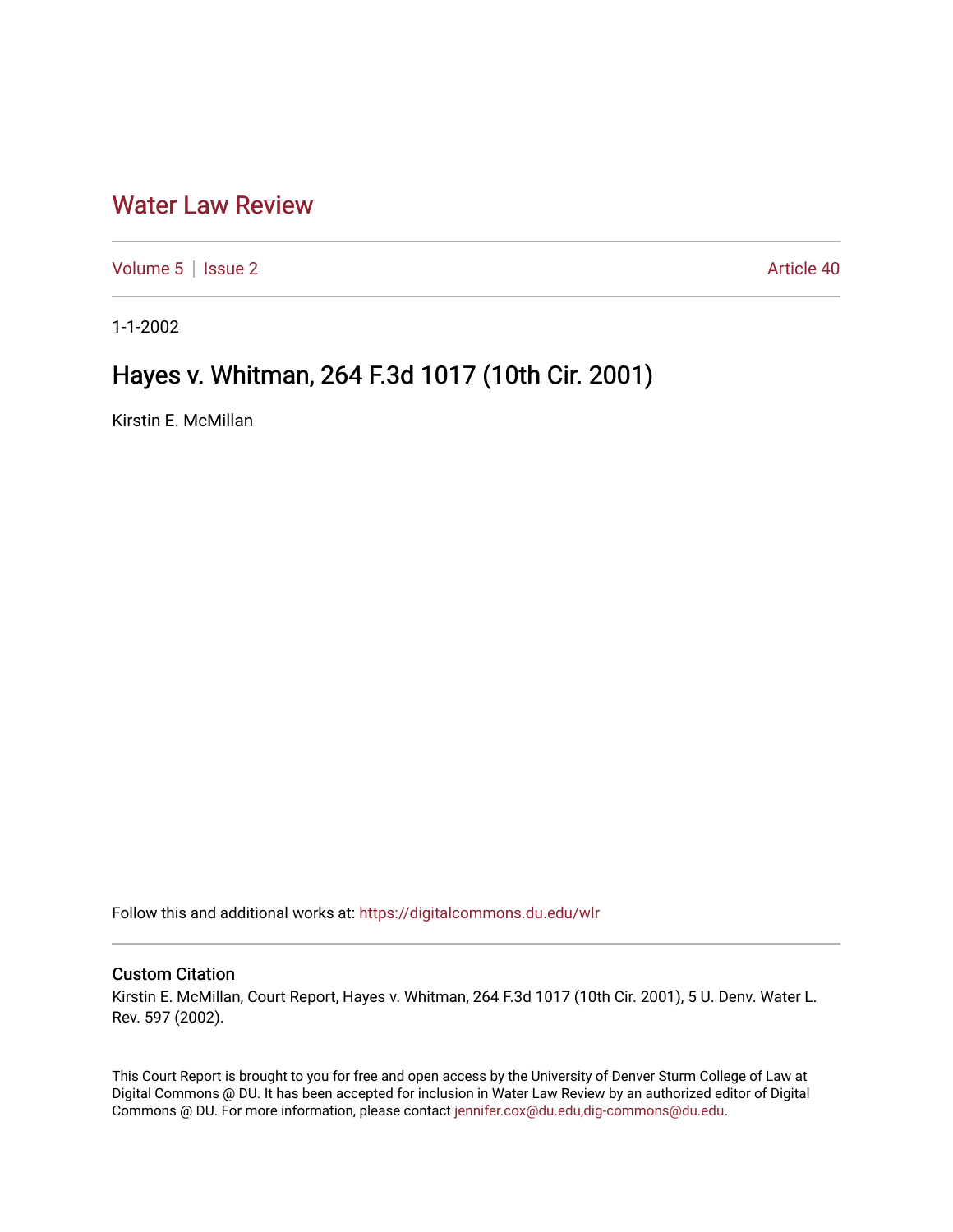# Water Law Review

Volume 5 | Issue 2 Article 40

1-1-2002

## Hayes v. Whitman, 264 F.3d 1017 (10th Cir. 2001)

Kirstin E. McMillan

Follow this and additional works at: https://digitalcommons.du.edu/wlr

### Custom Citation

Kirstin E. McMillan, Court Report, Hayes v. Whitman, 264 F.3d 1017 (10th Cir. 2001), 5 U. Denv. Water L. Rev. 597 (2002).

This Court Report is brought to you for free and open access by the University of Denver Sturm College of Law at Digital Commons @ DU. It has been accepted for inclusion in Water Law Review by an authorized editor of Digital Commons @ DU. For more information, please contact jennifer.cox@du.edu,dig-commons@du.edu.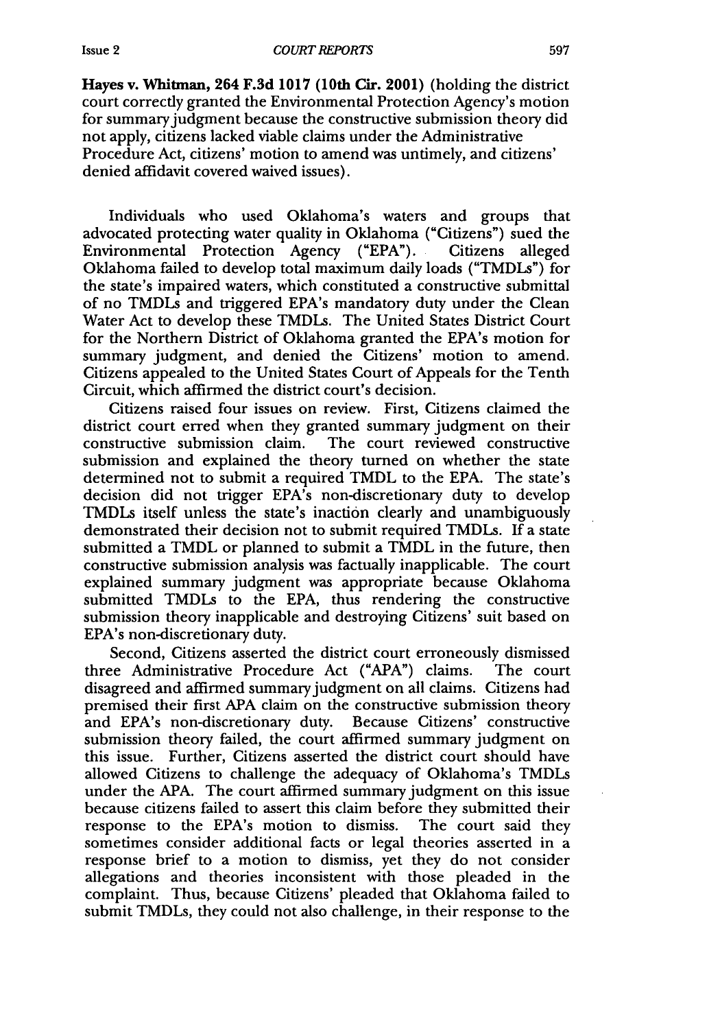**Hayes v. Whitman, 264 F.3d 1017 (10th Cir. 2001)** (holding the district court correctly granted the Environmental Protection Agency's motion for summary judgment because the constructive submission theory did not apply, citizens lacked viable claims under the Administrative Procedure Act, citizens' motion to amend was untimely, and citizens' denied affidavit covered waived issues).

Individuals who used Oklahoma's waters and groups that advocated protecting water quality in Oklahoma ("Citizens") sued the Environmental Protection Agency ("EPA"). Citizens alleged Oklahoma failed to develop total maximum daily loads ("TMDLs") for the state's impaired waters, which constituted a constructive submittal of no TMDLs and triggered EPA's mandatory duty under the Clean Water Act to develop these TMDLs. The United States District Court for the Northern District of Oklahoma granted the EPA's motion for summary judgment, and denied the Citizens' motion to amend. Citizens appealed to the United States Court of Appeals for the Tenth Circuit, which affirmed the district court's decision.

Citizens raised four issues on review. First, Citizens claimed the district court erred when they granted summary judgment on their constructive submission claim. The court reviewed constructive submission and explained the theory turned on whether the state determined not to submit a required TMDL to the EPA. The state's decision did not trigger EPA's non-discretionary duty to develop TMDLs itself unless the state's inaction clearly and unambiguously demonstrated their decision not to submit required TMDLs. If a state submitted a TMDL or planned to submit a TMDL in the future, then constructive submission analysis was factually inapplicable. The court explained summary judgment was appropriate because Oklahoma submitted TMDLs to the EPA, thus rendering the constructive submission theory inapplicable and destroying Citizens' suit based on EPA's non-discretionary duty.

Second, Citizens asserted the district court erroneously dismissed three Administrative Procedure Act ("APA") claims. The court disagreed and affirmed summary judgment on all claims. Citizens had premised their first APA claim on the constructive submission theory and EPA's non-discretionary duty. Because Citizens' constructive submission theory failed, the court affirmed summary judgment on this issue. Further, Citizens asserted the district court should have allowed Citizens to challenge the adequacy of Oklahoma's TMDLs under the APA. The court affirmed summary judgment on this issue because citizens failed to assert this claim before they submitted their response to the EPA's motion to dismiss. The court said they sometimes consider additional facts or legal theories asserted in a response brief to a motion to dismiss, yet they do not consider allegations and theories inconsistent with those pleaded in the complaint. Thus, because Citizens' pleaded that Oklahoma failed to submit TMDLs, they could not also challenge, in their response to the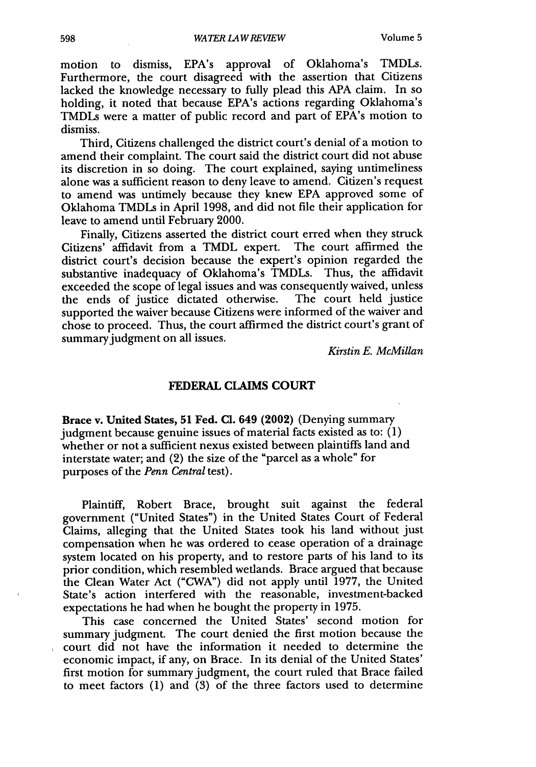motion to dismiss, EPA's approval of Oklahoma's TMDLs. Furthermore, the court disagreed with the assertion that Citizens lacked the knowledge necessary to fully plead this APA claim. In so holding, it noted that because EPA's actions regarding Oklahoma's TMDLs were a matter of public record and part of EPA's motion to dismiss.

Third, Citizens challenged the district court's denial of a motion to amend their complaint. The court said the district court did not abuse its discretion in so doing. The court explained, saying untimeliness alone was a sufficient reason to deny leave to amend. Citizen's request to amend was untimely because they knew EPA approved some of Oklahoma TMDLs in April 1998, and did not file their application for leave to amend until February 2000.

Finally, Citizens asserted the district court erred when they struck Citizens' affidavit from a TMDL expert. The court affirmed the district court's decision because the expert's opinion regarded the substantive inadequacy of Oklahoma's TMDLs. Thus, the affidavit exceeded the scope of legal issues and was consequently waived, unless the ends of justice dictated otherwise. The court held justice supported the waiver because Citizens were informed of the waiver and chose to proceed. Thus, the court affirmed the district court's grant of summary judgment on all issues.

*Kirstin E. McMillan*

## FEDERAL CLAIMS COURT

**Brace v. United States, 51 Fed. Cl. 649 (2002)** (Denying summary judgment because genuine issues of material facts existed as to: (1) whether or not a sufficient nexus existed between plaintiffs land and interstate water; and (2) the size of the "parcel as a whole" for purposes of the *Penn Central* test).

Plaintiff, Robert Brace, brought suit against the federal government ("United States") in the United States Court of Federal Claims, alleging that the United States took his land without just compensation when he was ordered to cease operation of a drainage system located on his property, and to restore parts of his land to its prior condition, which resembled wetlands. Brace argued that because the Clean Water Act ("CWA") did not apply until 1977, the United State's action interfered with the reasonable, investment-backed expectations he had when he bought the property in 1975.

This case concerned the United States' second motion for summary judgment. The court denied the first motion because the court did not have the information it needed to determine the economic impact, if any, on Brace. In its denial of the United States' first motion for summary judgment, the court ruled that Brace failed to meet factors (1) and (3) of the three factors used to determine